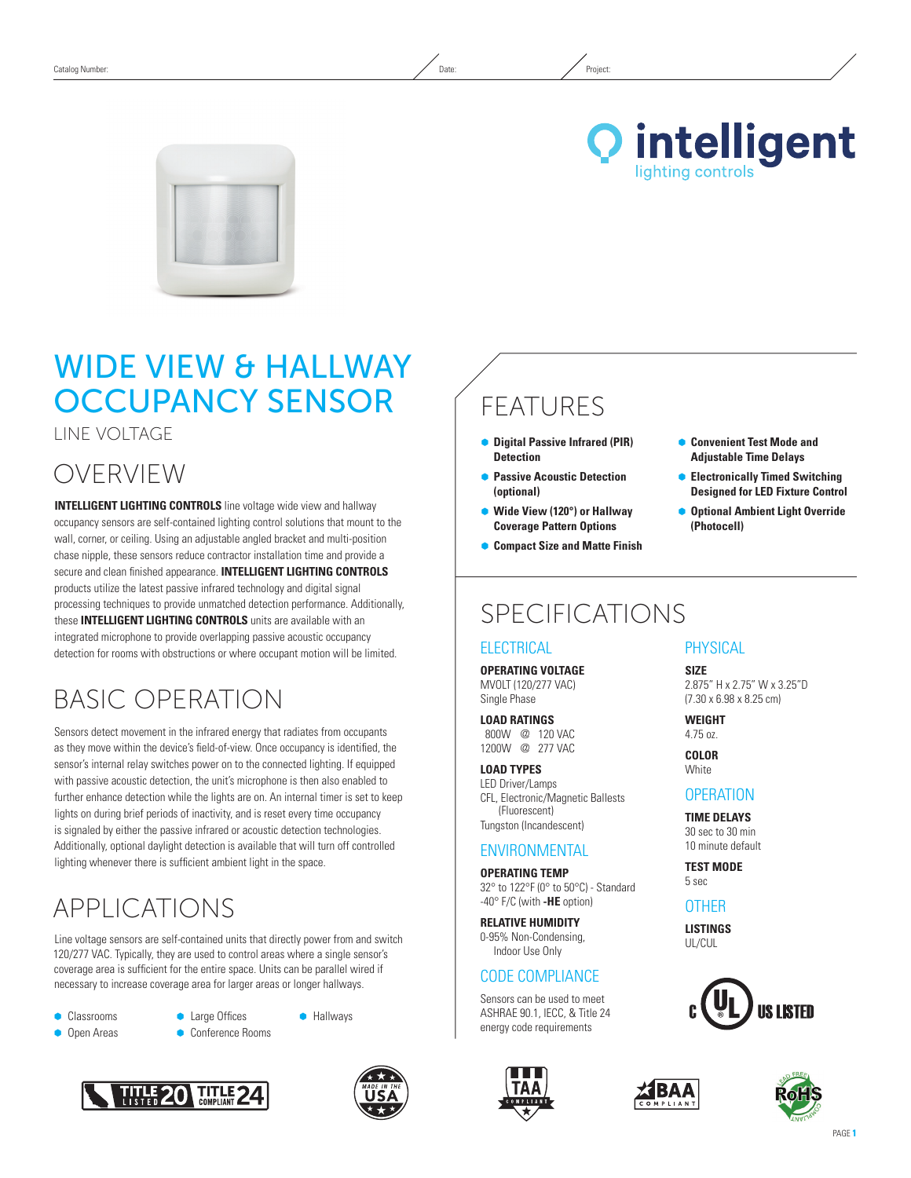Catalog Number: Date: Project:

# WIDE VIEW & HALLWAY OCCUPANCY SENSOR

LINE VOLTAGE

## OVERVIEW

**INTELLIGENT LIGHTING CONTROLS** line voltage wide view and hallway occupancy sensors are self-contained lighting control solutions that mount to the wall, corner, or ceiling. Using an adjustable angled bracket and multi-position chase nipple, these sensors reduce contractor installation time and provide a secure and clean finished appearance. **INTELLIGENT LIGHTING CONTROLS** products utilize the latest passive infrared technology and digital signal processing techniques to provide unmatched detection performance. Additionally, these **INTELLIGENT LIGHTING CONTROLS** units are available with an integrated microphone to provide overlapping passive acoustic occupancy detection for rooms with obstructions or where occupant motion will be limited.

## BASIC OPERATION

Sensors detect movement in the infrared energy that radiates from occupants as they move within the device's field-of-view. Once occupancy is identified, the sensor's internal relay switches power on to the connected lighting. If equipped with passive acoustic detection, the unit's microphone is then also enabled to further enhance detection while the lights are on. An internal timer is set to keep lights on during brief periods of inactivity, and is reset every time occupancy is signaled by either the passive infrared or acoustic detection technologies. Additionally, optional daylight detection is available that will turn off controlled lighting whenever there is sufficient ambient light in the space.

## APPLICATIONS

Line voltage sensors are self-contained units that directly power from and switch 120/277 VAC. Typically, they are used to control areas where a single sensor's coverage area is sufficient for the entire space. Units can be parallel wired if necessary to increase coverage area for larger areas or longer hallways.

- Classrooms
- Open Areas
- Large Offices
- Conference Rooms
- Hallways

## FEATURES

- **Digital Passive Infrared (PIR) Detection**
- **Passive Acoustic Detection (optional)**
- **Wide View (120°) or Hallway Coverage Pattern Options**
- **Compact Size and Matte Finish**
- **Convenient Test Mode and Adjustable Time Delays**
- **Electronically Timed Switching Designed for LED Fixture Control**
- **Optional Ambient Light Override (Photocell)**

## SPECIFICATIONS

### ELECTRICAL

**OPERATING VOLTAGE**
MVOLT (120/277 VAC)
Single Phase

**LOAD RATINGS**
800W @ 120 VAC
1200W @ 277 VAC

**LOAD TYPES**
LED Driver/Lamps
CFL, Electronic/Magnetic Ballasts (Fluorescent)
Tungston (Incandescent)

### ENVIRONMENTAL

**OPERATING TEMP**
32° to 122°F (0° to 50°C) - Standard
-40° F/C (with **-HE** option)

**RELATIVE HUMIDITY**
0-95% Non-Condensing, Indoor Use Only

### CODE COMPLIANCE

Sensors can be used to meet ASHRAE 90.1, IECC, & Title 24 energy code requirements

### PHYSICAL

**SIZE**
2.875" H x 2.75" W x 3.25"D
(7.30 x 6.98 x 8.25 cm)

**WEIGHT**
4.75 oz.

**COLOR**
White

### OPERATION

**TIME DELAYS**
30 sec to 30 min
10 minute default

**TEST MODE**
5 sec

### OTHER

**LISTINGS**
UL/CUL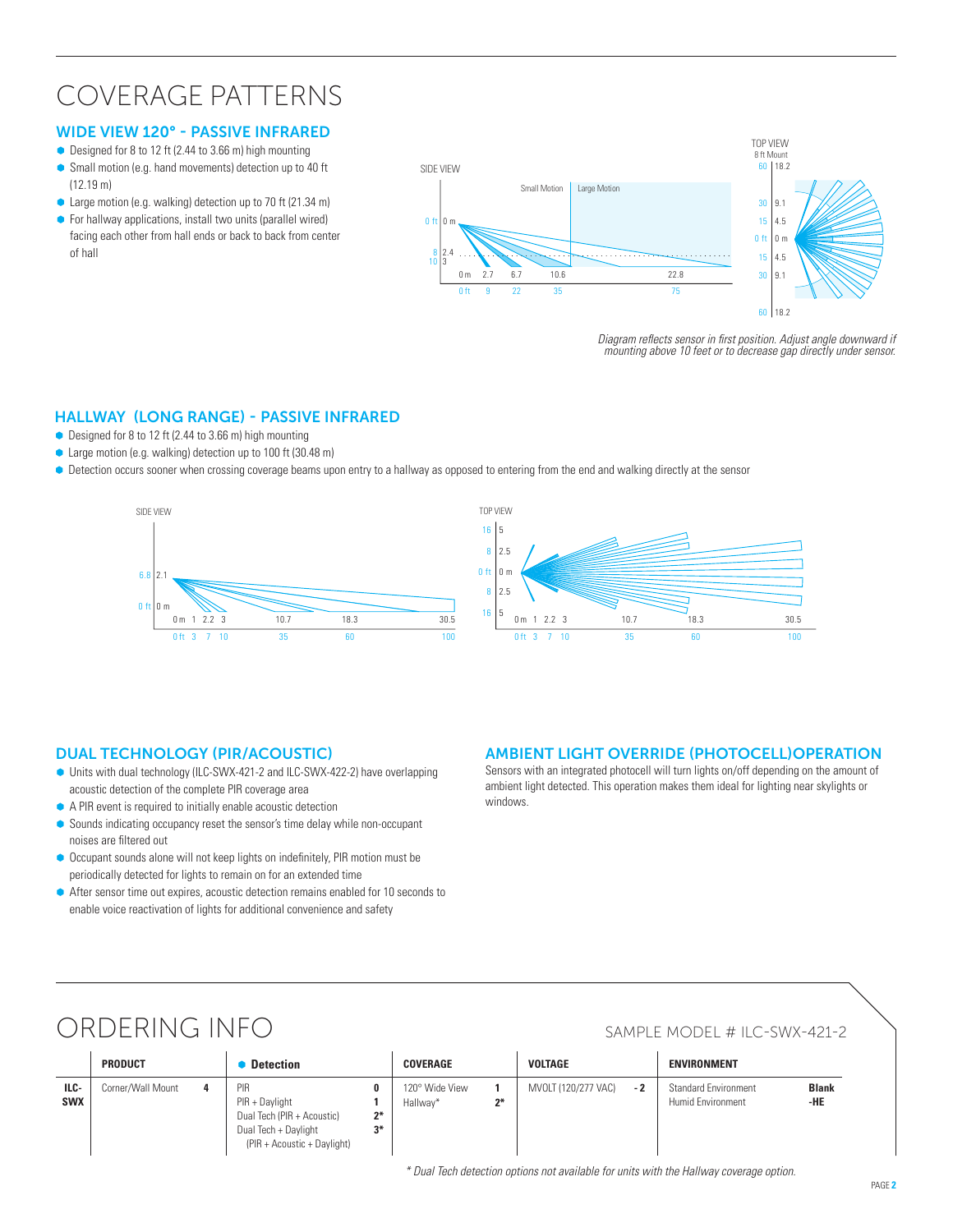# COVERAGE PATTERNS

## WIDE VIEW 120° - PASSIVE INFRARED

- Designed for 8 to 12 ft (2.44 to 3.66 m) high mounting
- Small motion (e.g. hand movements) detection up to 40 ft (12.19 m)
- Large motion (e.g. walking) detection up to 70 ft (21.34 m)
- For hallway applications, install two units (parallel wired) facing each other from hall ends or back to back from center of hall

*Diagram reflects sensor in first position. Adjust angle downward if mounting above 10 feet or to decrease gap directly under sensor.*

## HALLWAY (LONG RANGE) - PASSIVE INFRARED

- Designed for 8 to 12 ft (2.44 to 3.66 m) high mounting
- Large motion (e.g. walking) detection up to 100 ft (30.48 m)
- Detection occurs sooner when crossing coverage beams upon entry to a hallway as opposed to entering from the end and walking directly at the sensor

## DUAL TECHNOLOGY (PIR/ACOUSTIC)

- Units with dual technology (ILC-SWX-421-2 and ILC-SWX-422-2) have overlapping acoustic detection of the complete PIR coverage area
- A PIR event is required to initially enable acoustic detection
- Sounds indicating occupancy reset the sensor's time delay while non-occupant noises are filtered out
- Occupant sounds alone will not keep lights on indefinitely, PIR motion must be periodically detected for lights to remain on for an extended time
- After sensor time out expires, acoustic detection remains enabled for 10 seconds to enable voice reactivation of lights for additional convenience and safety

## AMBIENT LIGHT OVERRIDE (PHOTOCELL)OPERATION

Sensors with an integrated photocell will turn lights on/off depending on the amount of ambient light detected. This operation makes them ideal for lighting near skylights or windows.

# ORDERING INFO

SAMPLE MODEL # ILC-SWX-421-2

| | PRODUCT | | Detection | | COVERAGE | | VOLTAGE | | ENVIRONMENT | |
|---|---|---|---|---|---|---|---|---|---|---|
| **ILC-SWX** | Corner/Wall Mount | **4** | PIR<br>PIR + Daylight<br>Dual Tech (PIR + Acoustic)<br>Dual Tech + Daylight (PIR + Acoustic + Daylight) | **0**<br>**1**<br>**2***<br>**3*** | 120° Wide View<br>Hallway* | **1**<br>**2*** | MVOLT (120/277 VAC) | **- 2** | Standard Environment<br>Humid Environment | **Blank**<br>**-HE** |

*\* Dual Tech detection options not available for units with the Hallway coverage option.*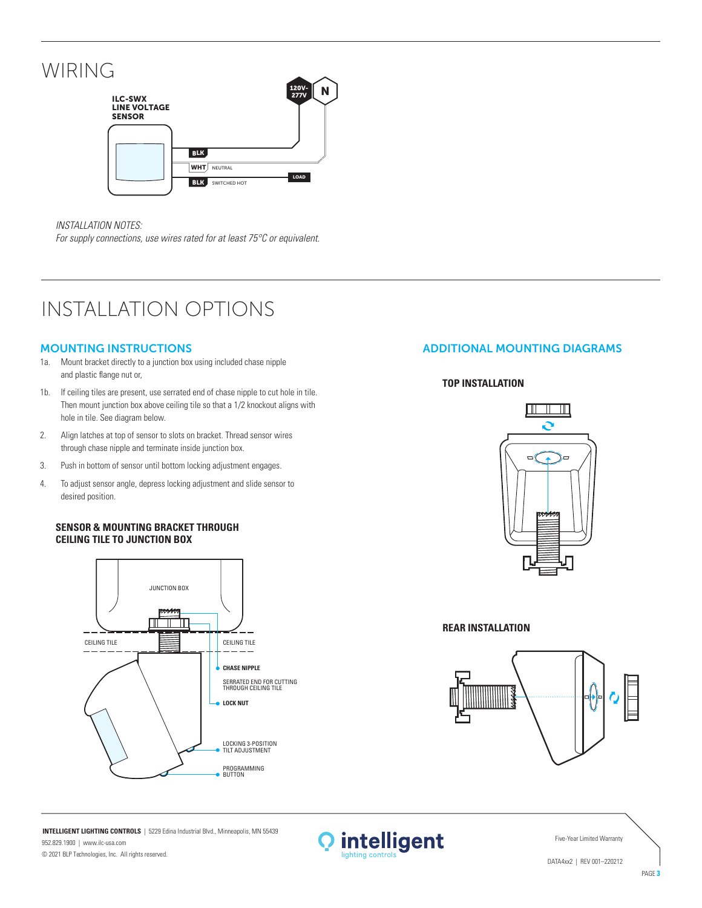# WIRING

ILC-SWX
LINE VOLTAGE
SENSOR

120V-277V

N

BLK

WHT NEUTRAL

LOAD

BLK SWITCHED HOT

*INSTALLATION NOTES:*
*For supply connections, use wires rated for at least 75°C or equivalent.*

# INSTALLATION OPTIONS

## MOUNTING INSTRUCTIONS

1a. Mount bracket directly to a junction box using included chase nipple and plastic flange nut or,

1b. If ceiling tiles are present, use serrated end of chase nipple to cut hole in tile. Then mount junction box above ceiling tile so that a 1/2 knockout aligns with hole in tile. See diagram below.

2. Align latches at top of sensor to slots on bracket. Thread sensor wires through chase nipple and terminate inside junction box.

3. Push in bottom of sensor until bottom locking adjustment engages.

4. To adjust sensor angle, depress locking adjustment and slide sensor to desired position.

### SENSOR & MOUNTING BRACKET THROUGH CEILING TILE TO JUNCTION BOX

JUNCTION BOX

CEILING TILE

CEILING TILE

CHASE NIPPLE

SERRATED END FOR CUTTING THROUGH CEILING TILE

LOCK NUT

LOCKING 3-POSITION TILT ADJUSTMENT

PROGRAMMING BUTTON

## ADDITIONAL MOUNTING DIAGRAMS

### TOP INSTALLATION

### REAR INSTALLATION

**INTELLIGENT LIGHTING CONTROLS** | 5229 Edina Industrial Blvd., Minneapolis, MN 55439
952.829.1900 | www.ilc-usa.com
© 2021 BLP Technologies, Inc. All rights reserved.

intelligent lighting controls

Five-Year Limited Warranty

DATA4xx2 | REV 001–220212